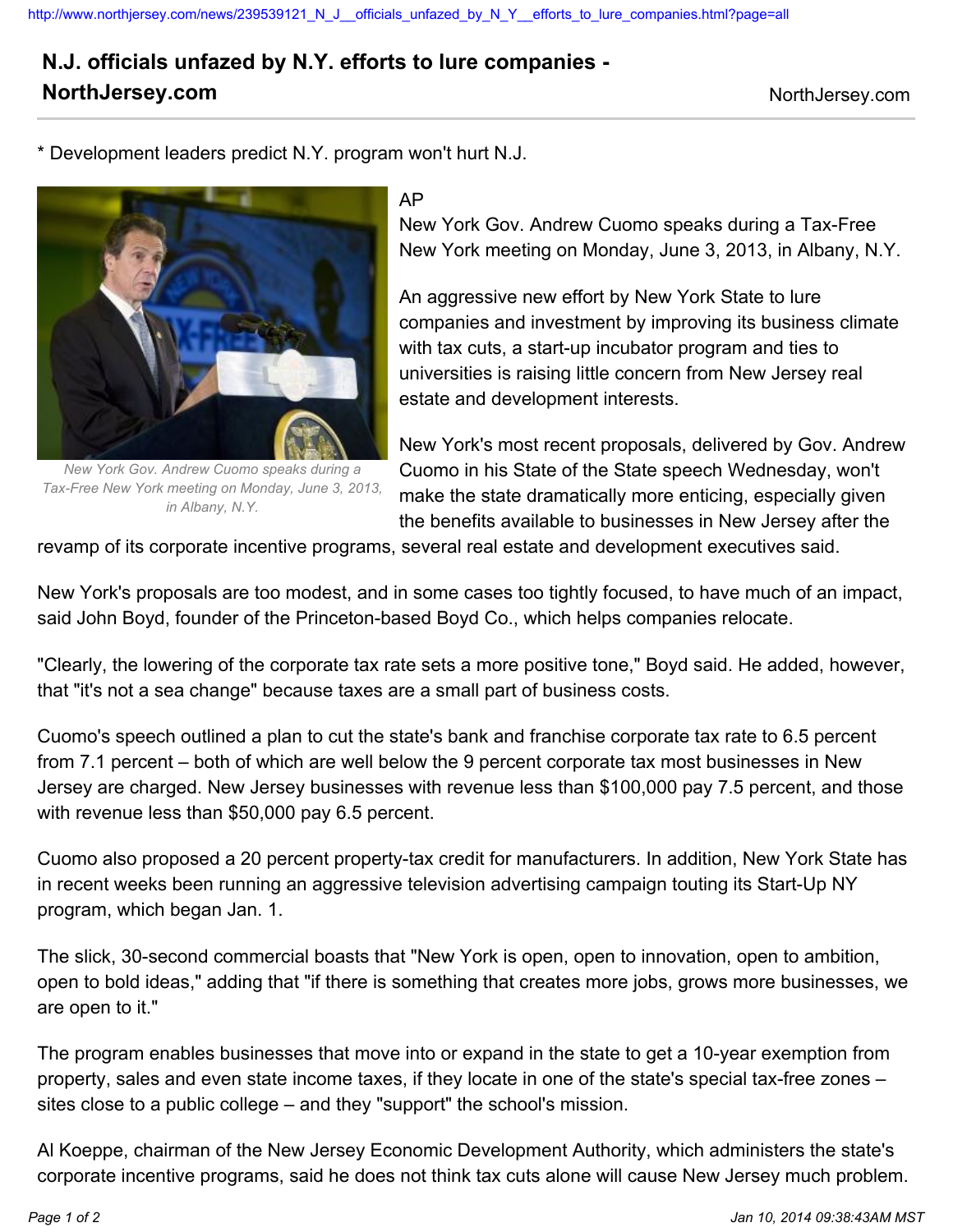# N.J. officials unfazed by N.Y. efforts to lure companies - NorthJersey.com

NorthJersey.com

* Development leaders predict N.Y. program won't hurt N.J.

*New York Gov. Andrew Cuomo speaks during a Tax-Free New York meeting on Monday, June 3, 2013, in Albany, N.Y.*

AP
New York Gov. Andrew Cuomo speaks during a Tax-Free New York meeting on Monday, June 3, 2013, in Albany, N.Y.

An aggressive new effort by New York State to lure companies and investment by improving its business climate with tax cuts, a start-up incubator program and ties to universities is raising little concern from New Jersey real estate and development interests.

New York's most recent proposals, delivered by Gov. Andrew Cuomo in his State of the State speech Wednesday, won't make the state dramatically more enticing, especially given the benefits available to businesses in New Jersey after the revamp of its corporate incentive programs, several real estate and development executives said.

New York's proposals are too modest, and in some cases too tightly focused, to have much of an impact, said John Boyd, founder of the Princeton-based Boyd Co., which helps companies relocate.

"Clearly, the lowering of the corporate tax rate sets a more positive tone," Boyd said. He added, however, that "it's not a sea change" because taxes are a small part of business costs.

Cuomo's speech outlined a plan to cut the state's bank and franchise corporate tax rate to 6.5 percent from 7.1 percent – both of which are well below the 9 percent corporate tax most businesses in New Jersey are charged. New Jersey businesses with revenue less than $100,000 pay 7.5 percent, and those with revenue less than $50,000 pay 6.5 percent.

Cuomo also proposed a 20 percent property-tax credit for manufacturers. In addition, New York State has in recent weeks been running an aggressive television advertising campaign touting its Start-Up NY program, which began Jan. 1.

The slick, 30-second commercial boasts that "New York is open, open to innovation, open to ambition, open to bold ideas," adding that "if there is something that creates more jobs, grows more businesses, we are open to it."

The program enables businesses that move into or expand in the state to get a 10-year exemption from property, sales and even state income taxes, if they locate in one of the state's special tax-free zones – sites close to a public college – and they "support" the school's mission.

Al Koeppe, chairman of the New Jersey Economic Development Authority, which administers the state's corporate incentive programs, said he does not think tax cuts alone will cause New Jersey much problem.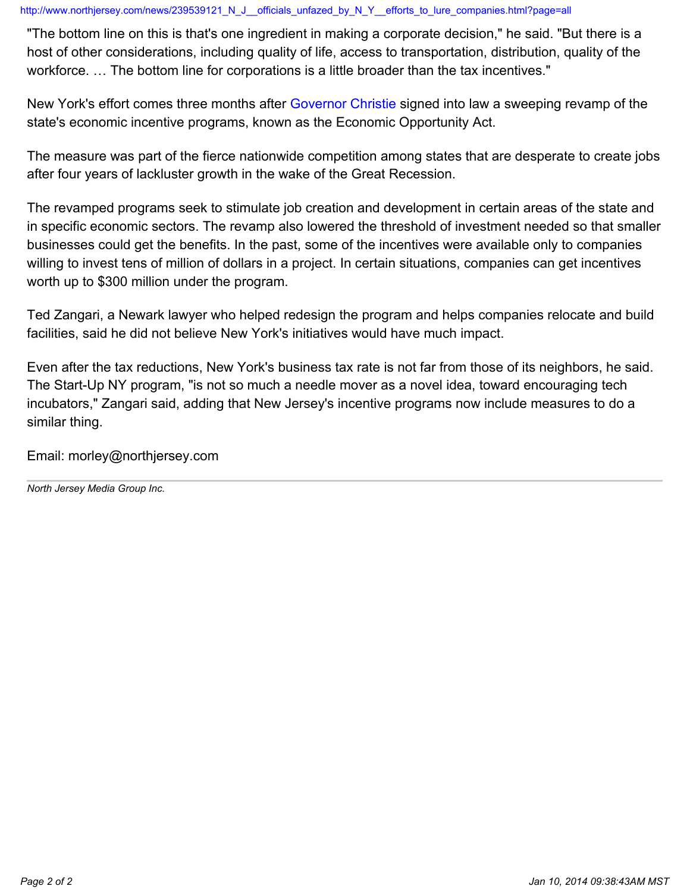"The bottom line on this is that's one ingredient in making a corporate decision," he said. "But there is a host of other considerations, including quality of life, access to transportation, distribution, quality of the workforce. … The bottom line for corporations is a little broader than the tax incentives."

New York's effort comes three months after Governor Christie signed into law a sweeping revamp of the state's economic incentive programs, known as the Economic Opportunity Act.

The measure was part of the fierce nationwide competition among states that are desperate to create jobs after four years of lackluster growth in the wake of the Great Recession.

The revamped programs seek to stimulate job creation and development in certain areas of the state and in specific economic sectors. The revamp also lowered the threshold of investment needed so that smaller businesses could get the benefits. In the past, some of the incentives were available only to companies willing to invest tens of million of dollars in a project. In certain situations, companies can get incentives worth up to $300 million under the program.

Ted Zangari, a Newark lawyer who helped redesign the program and helps companies relocate and build facilities, said he did not believe New York's initiatives would have much impact.

Even after the tax reductions, New York's business tax rate is not far from those of its neighbors, he said. The Start-Up NY program, "is not so much a needle mover as a novel idea, toward encouraging tech incubators," Zangari said, adding that New Jersey's incentive programs now include measures to do a similar thing.

Email: morley@northjersey.com

*North Jersey Media Group Inc.*